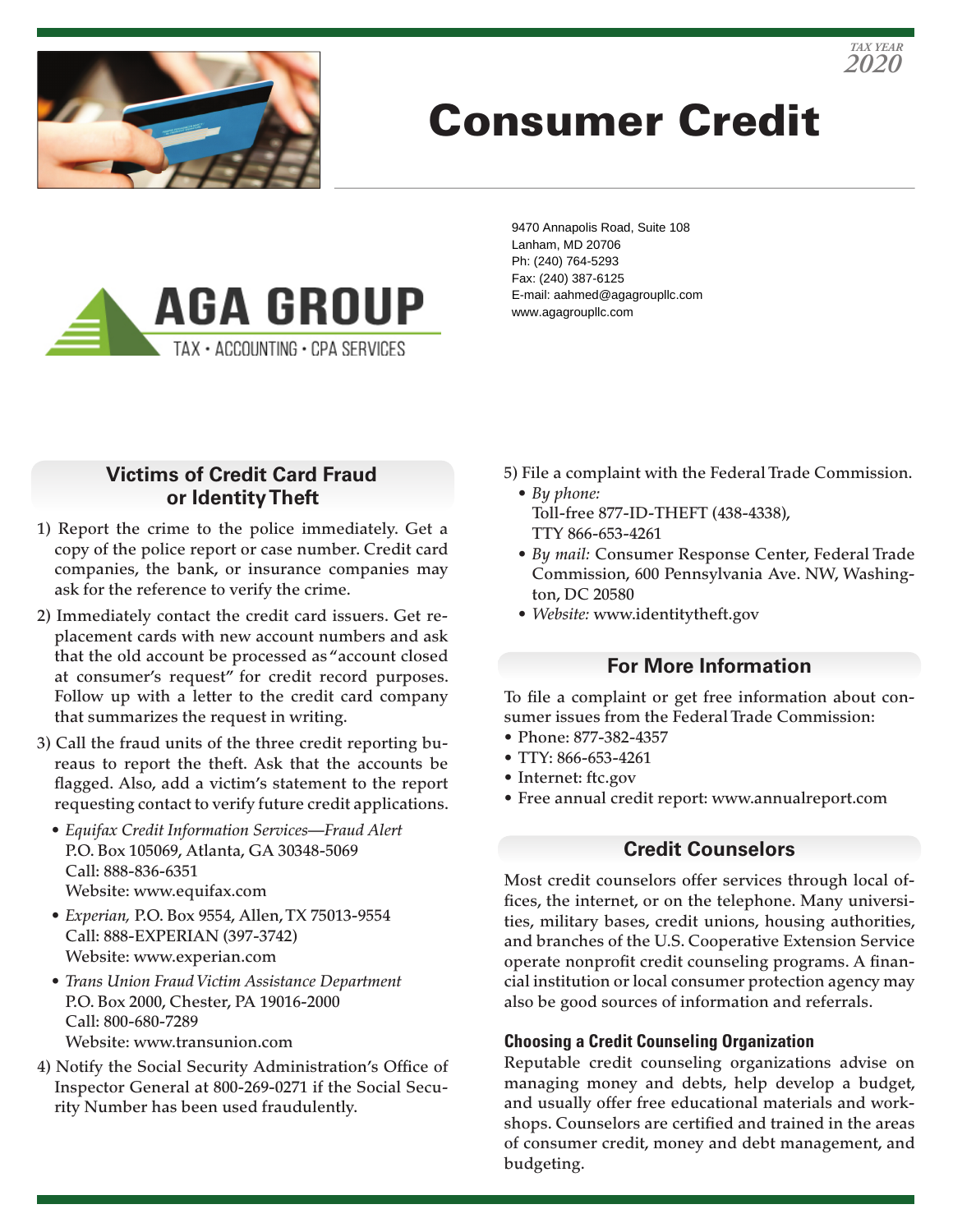TAX YEAR 2020

# Consumer Credit

AGA GROUP
TAX • ACCOUNTING • CPA SERVICES

9470 Annapolis Road, Suite 108
Lanham, MD 20706
Ph: (240) 764-5293
Fax: (240) 387-6125
E-mail: aahmed@agagroupllc.com
www.agagroupllc.com

## Victims of Credit Card Fraud or Identity Theft

1) Report the crime to the police immediately. Get a copy of the police report or case number. Credit card companies, the bank, or insurance companies may ask for the reference to verify the crime.
2) Immediately contact the credit card issuers. Get replacement cards with new account numbers and ask that the old account be processed as "account closed at consumer's request" for credit record purposes. Follow up with a letter to the credit card company that summarizes the request in writing.
3) Call the fraud units of the three credit reporting bureaus to report the theft. Ask that the accounts be flagged. Also, add a victim's statement to the report requesting contact to verify future credit applications.
   - *Equifax Credit Information Services—Fraud Alert*
     P.O. Box 105069, Atlanta, GA 30348-5069
     Call: 888-836-6351
     Website: www.equifax.com
   - *Experian,* P.O. Box 9554, Allen, TX 75013-9554
     Call: 888-EXPERIAN (397-3742)
     Website: www.experian.com
   - *Trans Union Fraud Victim Assistance Department*
     P.O. Box 2000, Chester, PA 19016-2000
     Call: 800-680-7289
     Website: www.transunion.com
4) Notify the Social Security Administration's Office of Inspector General at 800-269-0271 if the Social Security Number has been used fraudulently.
5) File a complaint with the Federal Trade Commission.
   - *By phone:*
     Toll-free 877-ID-THEFT (438-4338),
     TTY 866-653-4261
   - *By mail:* Consumer Response Center, Federal Trade Commission, 600 Pennsylvania Ave. NW, Washington, DC 20580
   - *Website:* www.identitytheft.gov

## For More Information

To file a complaint or get free information about consumer issues from the Federal Trade Commission:

- Phone: 877-382-4357
- TTY: 866-653-4261
- Internet: ftc.gov
- Free annual credit report: www.annualreport.com

## Credit Counselors

Most credit counselors offer services through local offices, the internet, or on the telephone. Many universities, military bases, credit unions, housing authorities, and branches of the U.S. Cooperative Extension Service operate nonprofit credit counseling programs. A financial institution or local consumer protection agency may also be good sources of information and referrals.

### Choosing a Credit Counseling Organization

Reputable credit counseling organizations advise on managing money and debts, help develop a budget, and usually offer free educational materials and workshops. Counselors are certified and trained in the areas of consumer credit, money and debt management, and budgeting.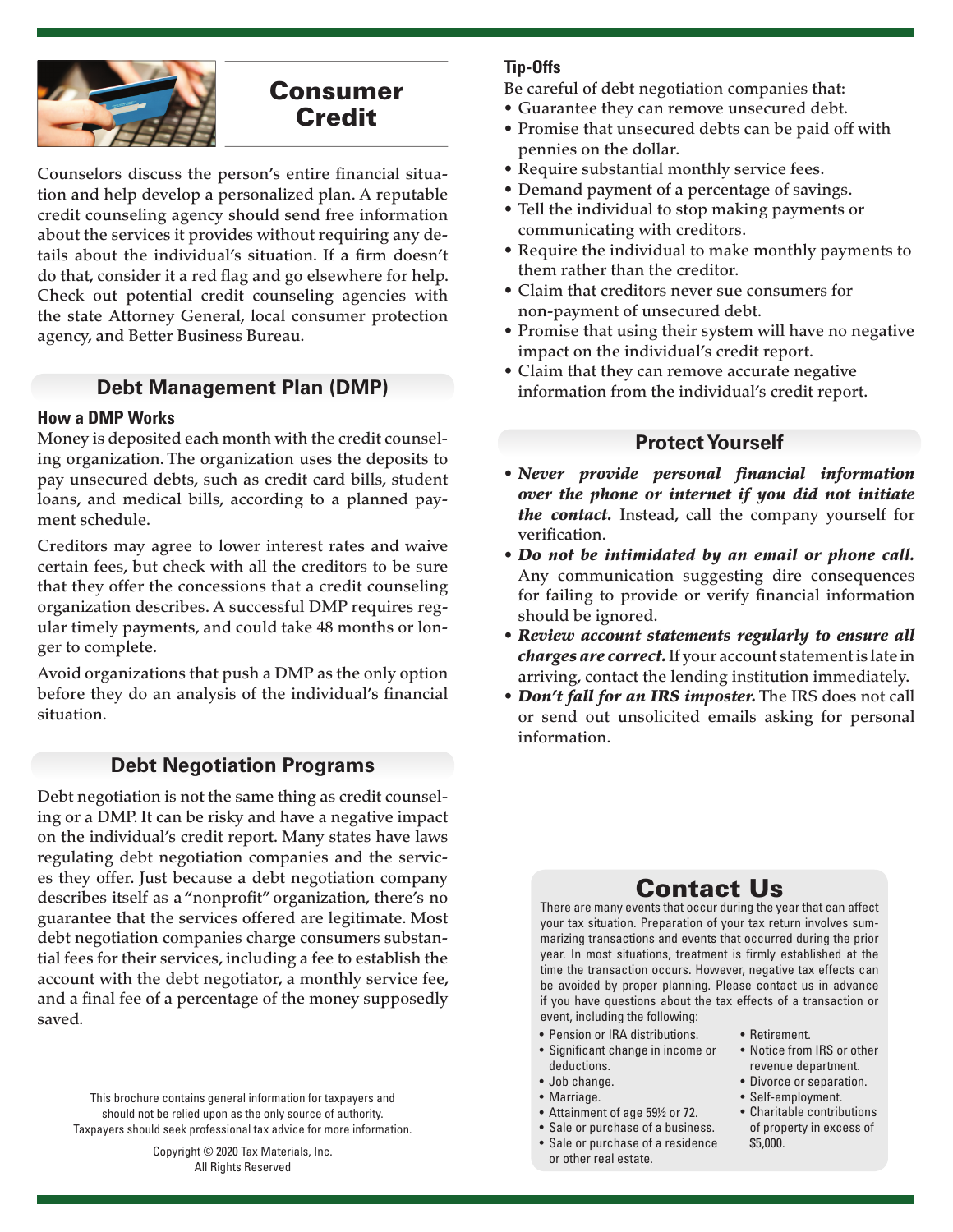# Consumer Credit

Counselors discuss the person's entire financial situation and help develop a personalized plan. A reputable credit counseling agency should send free information about the services it provides without requiring any details about the individual's situation. If a firm doesn't do that, consider it a red flag and go elsewhere for help. Check out potential credit counseling agencies with the state Attorney General, local consumer protection agency, and Better Business Bureau.

## Debt Management Plan (DMP)

### How a DMP Works

Money is deposited each month with the credit counseling organization. The organization uses the deposits to pay unsecured debts, such as credit card bills, student loans, and medical bills, according to a planned payment schedule.

Creditors may agree to lower interest rates and waive certain fees, but check with all the creditors to be sure that they offer the concessions that a credit counseling organization describes. A successful DMP requires regular timely payments, and could take 48 months or longer to complete.

Avoid organizations that push a DMP as the only option before they do an analysis of the individual's financial situation.

## Debt Negotiation Programs

Debt negotiation is not the same thing as credit counseling or a DMP. It can be risky and have a negative impact on the individual's credit report. Many states have laws regulating debt negotiation companies and the services they offer. Just because a debt negotiation company describes itself as a "nonprofit" organization, there's no guarantee that the services offered are legitimate. Most debt negotiation companies charge consumers substantial fees for their services, including a fee to establish the account with the debt negotiator, a monthly service fee, and a final fee of a percentage of the money supposedly saved.

### Tip-Offs

Be careful of debt negotiation companies that:

- Guarantee they can remove unsecured debt.
- Promise that unsecured debts can be paid off with pennies on the dollar.
- Require substantial monthly service fees.
- Demand payment of a percentage of savings.
- Tell the individual to stop making payments or communicating with creditors.
- Require the individual to make monthly payments to them rather than the creditor.
- Claim that creditors never sue consumers for non-payment of unsecured debt.
- Promise that using their system will have no negative impact on the individual's credit report.
- Claim that they can remove accurate negative information from the individual's credit report.

## Protect Yourself

- ***Never provide personal financial information over the phone or internet if you did not initiate the contact.*** Instead, call the company yourself for verification.
- ***Do not be intimidated by an email or phone call.*** Any communication suggesting dire consequences for failing to provide or verify financial information should be ignored.
- ***Review account statements regularly to ensure all charges are correct.*** If your account statement is late in arriving, contact the lending institution immediately.
- ***Don't fall for an IRS imposter.*** The IRS does not call or send out unsolicited emails asking for personal information.

## Contact Us

There are many events that occur during the year that can affect your tax situation. Preparation of your tax return involves summarizing transactions and events that occurred during the prior year. In most situations, treatment is firmly established at the time the transaction occurs. However, negative tax effects can be avoided by proper planning. Please contact us in advance if you have questions about the tax effects of a transaction or event, including the following:

- Pension or IRA distributions.
- Significant change in income or deductions.
- Job change.
- Marriage.
- Attainment of age 59½ or 72.
- Sale or purchase of a business.
- Sale or purchase of a residence or other real estate.
- Retirement.
- Notice from IRS or other revenue department.
- Divorce or separation.
- Self-employment.
- Charitable contributions of property in excess of $5,000.

This brochure contains general information for taxpayers and should not be relied upon as the only source of authority. Taxpayers should seek professional tax advice for more information.

Copyright © 2020 Tax Materials, Inc.
All Rights Reserved